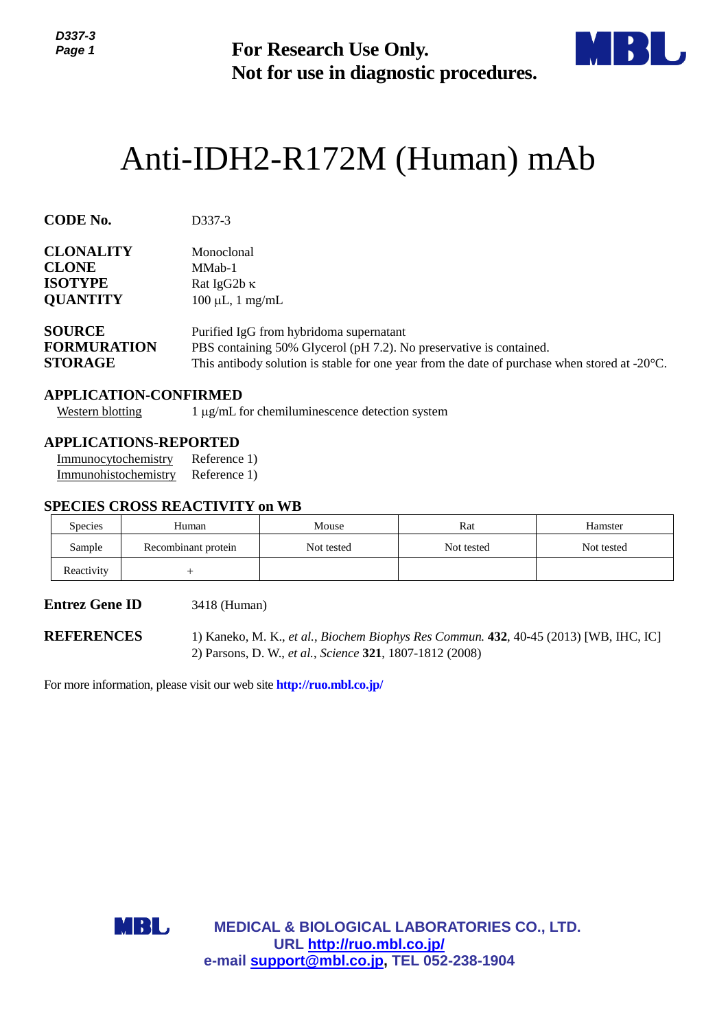**For Research Use Only.**
**Not for use in diagnostic procedures.**

# Anti-IDH2-R172M (Human) mAb

**CODE No.** D337-3

**CLONALITY** Monoclonal
**CLONE** MMab-1
**ISOTYPE** Rat IgG2b κ
**QUANTITY** 100 μL, 1 mg/mL

**SOURCE** Purified IgG from hybridoma supernatant
**FORMURATION** PBS containing 50% Glycerol (pH 7.2). No preservative is contained.
**STORAGE** This antibody solution is stable for one year from the date of purchase when stored at -20°C.

## APPLICATION-CONFIRMED

Western blotting 1 μg/mL for chemiluminescence detection system

## APPLICATIONS-REPORTED

Immunocytochemistry Reference 1)
Immunohistochemistry Reference 1)

## SPECIES CROSS REACTIVITY on WB

| Species | Human | Mouse | Rat | Hamster |
|---|---|---|---|---|
| Sample | Recombinant protein | Not tested | Not tested | Not tested |
| Reactivity | + | | | |

**Entrez Gene ID** 3418 (Human)

**REFERENCES**
1) Kaneko, M. K., *et al., Biochem Biophys Res Commun.* **432**, 40-45 (2013) [WB, IHC, IC]
2) Parsons, D. W., *et al.*, *Science* **321**, 1807-1812 (2008)

For more information, please visit our web site **http://ruo.mbl.co.jp/**

**MEDICAL & BIOLOGICAL LABORATORIES CO., LTD.**
**URL http://ruo.mbl.co.jp/**
**e-mail support@mbl.co.jp, TEL 052-238-1904**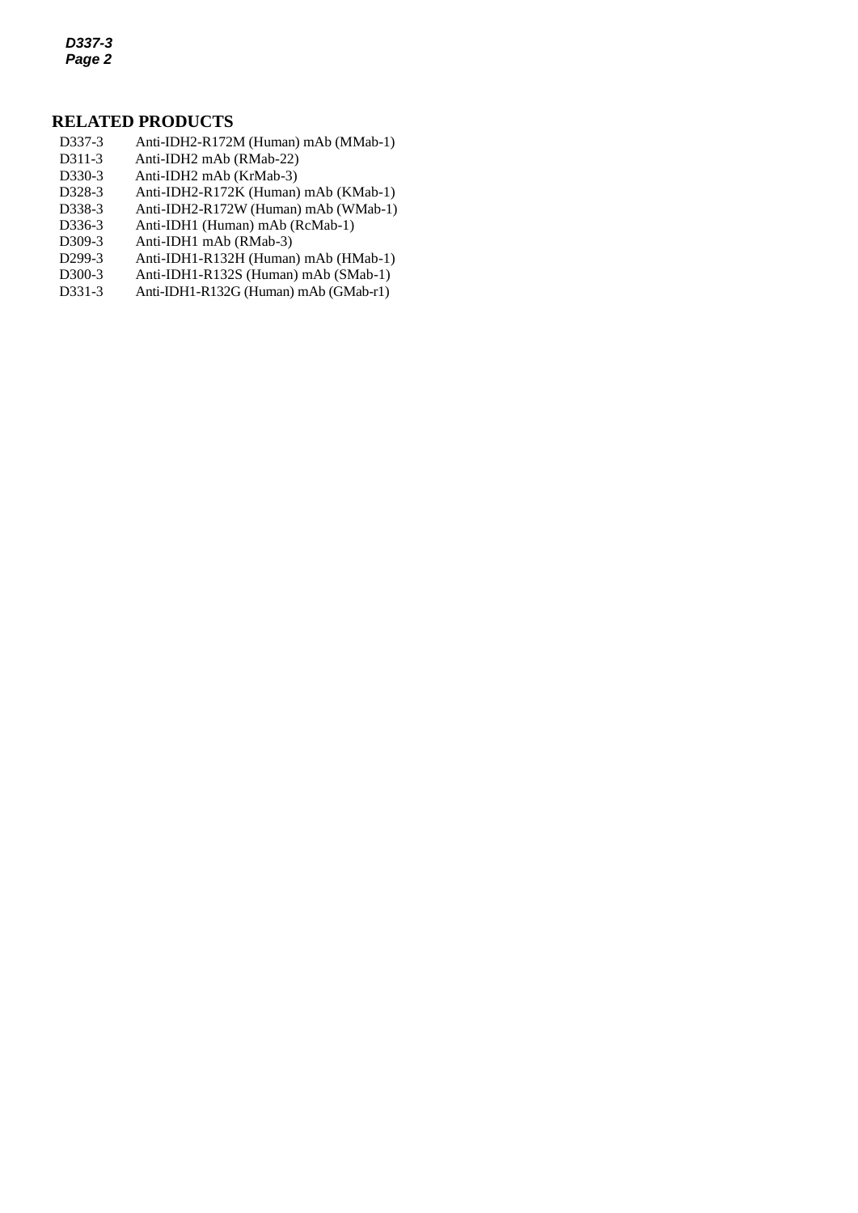## RELATED PRODUCTS

| | |
|---|---|
| D337-3 | Anti-IDH2-R172M (Human) mAb (MMab-1) |
| D311-3 | Anti-IDH2 mAb (RMab-22) |
| D330-3 | Anti-IDH2 mAb (KrMab-3) |
| D328-3 | Anti-IDH2-R172K (Human) mAb (KMab-1) |
| D338-3 | Anti-IDH2-R172W (Human) mAb (WMab-1) |
| D336-3 | Anti-IDH1 (Human) mAb (RcMab-1) |
| D309-3 | Anti-IDH1 mAb (RMab-3) |
| D299-3 | Anti-IDH1-R132H (Human) mAb (HMab-1) |
| D300-3 | Anti-IDH1-R132S (Human) mAb (SMab-1) |
| D331-3 | Anti-IDH1-R132G (Human) mAb (GMab-r1) |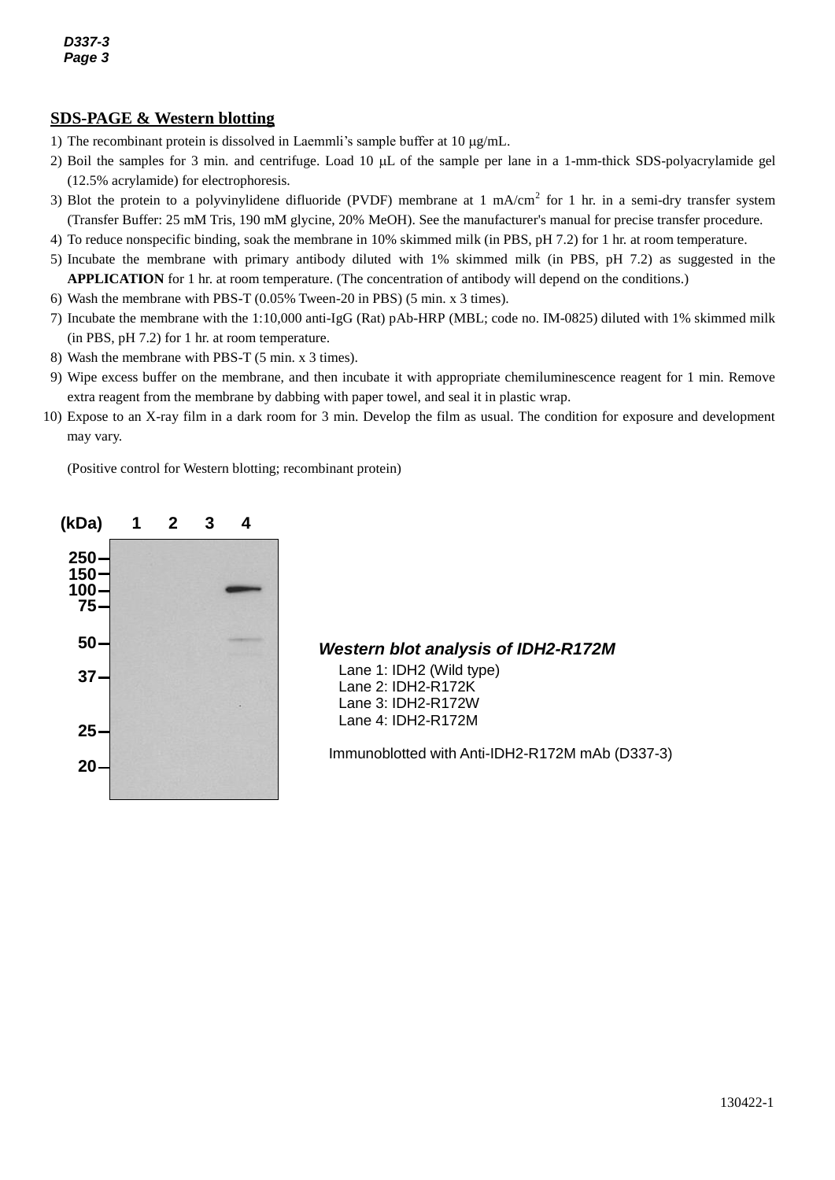## SDS-PAGE & Western blotting

1) The recombinant protein is dissolved in Laemmli's sample buffer at 10 μg/mL.
2) Boil the samples for 3 min. and centrifuge. Load 10 μL of the sample per lane in a 1-mm-thick SDS-polyacrylamide gel (12.5% acrylamide) for electrophoresis.
3) Blot the protein to a polyvinylidene difluoride (PVDF) membrane at 1 mA/cm$^2$ for 1 hr. in a semi-dry transfer system (Transfer Buffer: 25 mM Tris, 190 mM glycine, 20% MeOH). See the manufacturer's manual for precise transfer procedure.
4) To reduce nonspecific binding, soak the membrane in 10% skimmed milk (in PBS, pH 7.2) for 1 hr. at room temperature.
5) Incubate the membrane with primary antibody diluted with 1% skimmed milk (in PBS, pH 7.2) as suggested in the **APPLICATION** for 1 hr. at room temperature. (The concentration of antibody will depend on the conditions.)
6) Wash the membrane with PBS-T (0.05% Tween-20 in PBS) (5 min. x 3 times).
7) Incubate the membrane with the 1:10,000 anti-IgG (Rat) pAb-HRP (MBL; code no. IM-0825) diluted with 1% skimmed milk (in PBS, pH 7.2) for 1 hr. at room temperature.
8) Wash the membrane with PBS-T (5 min. x 3 times).
9) Wipe excess buffer on the membrane, and then incubate it with appropriate chemiluminescence reagent for 1 min. Remove extra reagent from the membrane by dabbing with paper towel, and seal it in plastic wrap.
10) Expose to an X-ray film in a dark room for 3 min. Develop the film as usual. The condition for exposure and development may vary.

(Positive control for Western blotting; recombinant protein)

(kDa) 1 2 3 4

250
150
100
75
50
37
25
20

***Western blot analysis of IDH2-R172M***

Lane 1: IDH2 (Wild type)
Lane 2: IDH2-R172K
Lane 3: IDH2-R172W
Lane 4: IDH2-R172M

Immunoblotted with Anti-IDH2-R172M mAb (D337-3)

130422-1